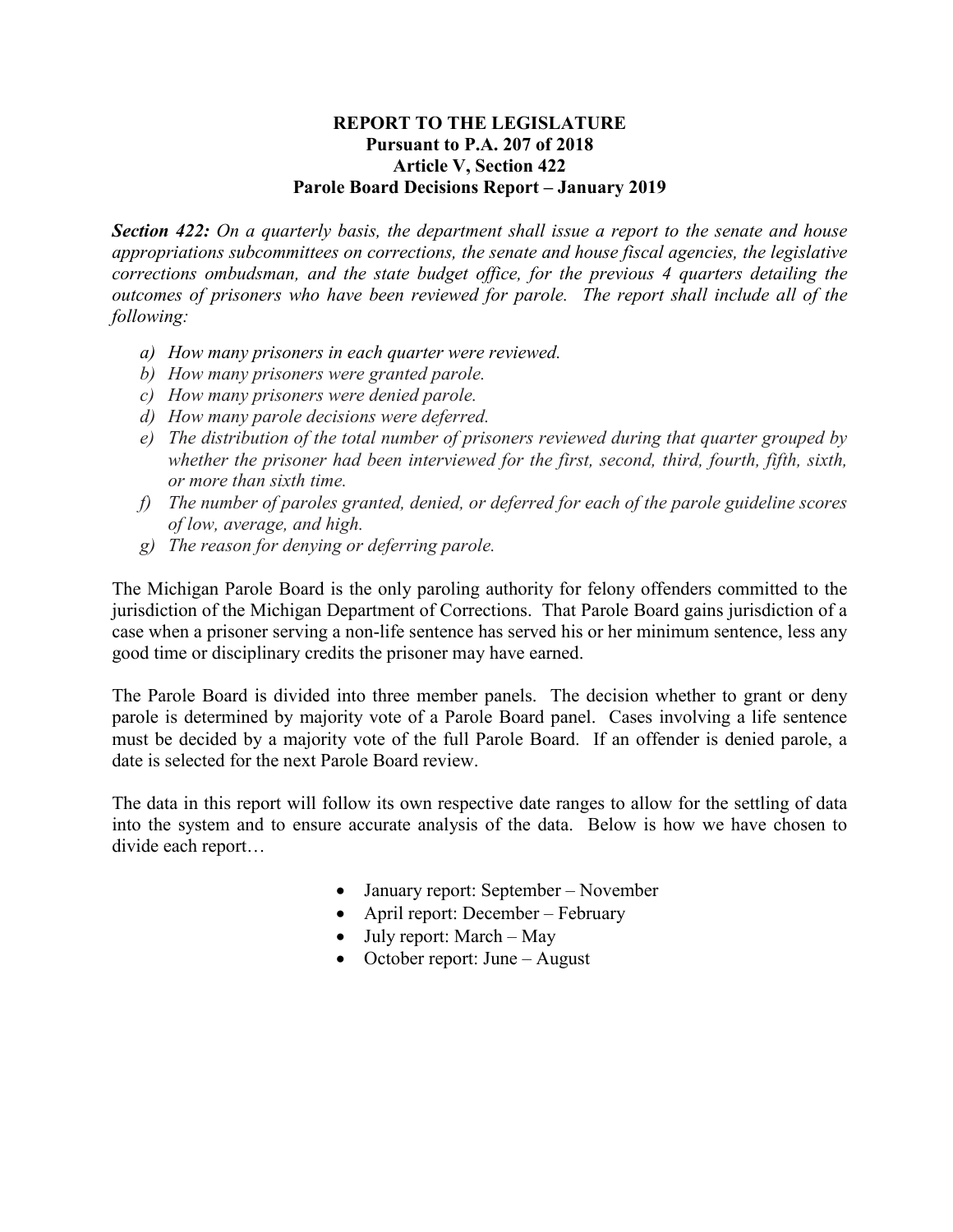# REPORT TO THE LEGISLATURE
## Pursuant to P.A. 207 of 2018
## Article V, Section 422
## Parole Board Decisions Report – January 2019

***Section 422:*** *On a quarterly basis, the department shall issue a report to the senate and house appropriations subcommittees on corrections, the senate and house fiscal agencies, the legislative corrections ombudsman, and the state budget office, for the previous 4 quarters detailing the outcomes of prisoners who have been reviewed for parole. The report shall include all of the following:*

- *a) How many prisoners in each quarter were reviewed.*
- *b) How many prisoners were granted parole.*
- *c) How many prisoners were denied parole.*
- *d) How many parole decisions were deferred.*
- *e) The distribution of the total number of prisoners reviewed during that quarter grouped by whether the prisoner had been interviewed for the first, second, third, fourth, fifth, sixth, or more than sixth time.*
- *f) The number of paroles granted, denied, or deferred for each of the parole guideline scores of low, average, and high.*
- *g) The reason for denying or deferring parole.*

The Michigan Parole Board is the only paroling authority for felony offenders committed to the jurisdiction of the Michigan Department of Corrections. That Parole Board gains jurisdiction of a case when a prisoner serving a non-life sentence has served his or her minimum sentence, less any good time or disciplinary credits the prisoner may have earned.

The Parole Board is divided into three member panels. The decision whether to grant or deny parole is determined by majority vote of a Parole Board panel. Cases involving a life sentence must be decided by a majority vote of the full Parole Board. If an offender is denied parole, a date is selected for the next Parole Board review.

The data in this report will follow its own respective date ranges to allow for the settling of data into the system and to ensure accurate analysis of the data. Below is how we have chosen to divide each report…

- January report: September – November
- April report: December – February
- July report: March – May
- October report: June – August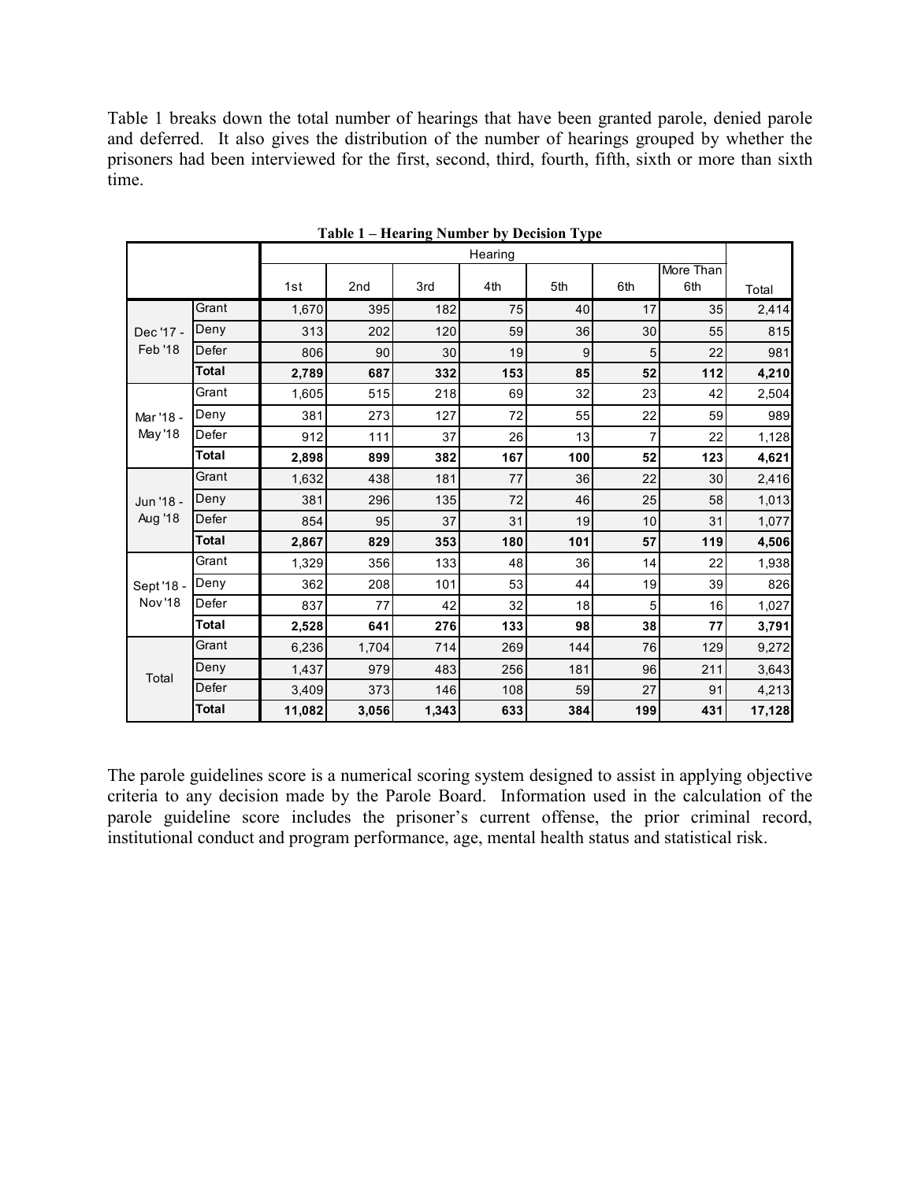Table 1 breaks down the total number of hearings that have been granted parole, denied parole and deferred. It also gives the distribution of the number of hearings grouped by whether the prisoners had been interviewed for the first, second, third, fourth, fifth, sixth or more than sixth time.

**Table 1 – Hearing Number by Decision Type**

| | | Hearing | | | | | | | |
|---|---|---|---|---|---|---|---|---|---|
| | | 1st | 2nd | 3rd | 4th | 5th | 6th | More Than 6th | Total |
| Dec '17 - Feb '18 | Grant | 1,670 | 395 | 182 | 75 | 40 | 17 | 35 | 2,414 |
| | Deny | 313 | 202 | 120 | 59 | 36 | 30 | 55 | 815 |
| | Defer | 806 | 90 | 30 | 19 | 9 | 5 | 22 | 981 |
| | **Total** | **2,789** | **687** | **332** | **153** | **85** | **52** | **112** | **4,210** |
| Mar '18 - May '18 | Grant | 1,605 | 515 | 218 | 69 | 32 | 23 | 42 | 2,504 |
| | Deny | 381 | 273 | 127 | 72 | 55 | 22 | 59 | 989 |
| | Defer | 912 | 111 | 37 | 26 | 13 | 7 | 22 | 1,128 |
| | **Total** | **2,898** | **899** | **382** | **167** | **100** | **52** | **123** | **4,621** |
| Jun '18 - Aug '18 | Grant | 1,632 | 438 | 181 | 77 | 36 | 22 | 30 | 2,416 |
| | Deny | 381 | 296 | 135 | 72 | 46 | 25 | 58 | 1,013 |
| | Defer | 854 | 95 | 37 | 31 | 19 | 10 | 31 | 1,077 |
| | **Total** | **2,867** | **829** | **353** | **180** | **101** | **57** | **119** | **4,506** |
| Sept '18 - Nov '18 | Grant | 1,329 | 356 | 133 | 48 | 36 | 14 | 22 | 1,938 |
| | Deny | 362 | 208 | 101 | 53 | 44 | 19 | 39 | 826 |
| | Defer | 837 | 77 | 42 | 32 | 18 | 5 | 16 | 1,027 |
| | **Total** | **2,528** | **641** | **276** | **133** | **98** | **38** | **77** | **3,791** |
| Total | Grant | 6,236 | 1,704 | 714 | 269 | 144 | 76 | 129 | 9,272 |
| | Deny | 1,437 | 979 | 483 | 256 | 181 | 96 | 211 | 3,643 |
| | Defer | 3,409 | 373 | 146 | 108 | 59 | 27 | 91 | 4,213 |
| | **Total** | **11,082** | **3,056** | **1,343** | **633** | **384** | **199** | **431** | **17,128** |

The parole guidelines score is a numerical scoring system designed to assist in applying objective criteria to any decision made by the Parole Board. Information used in the calculation of the parole guideline score includes the prisoner's current offense, the prior criminal record, institutional conduct and program performance, age, mental health status and statistical risk.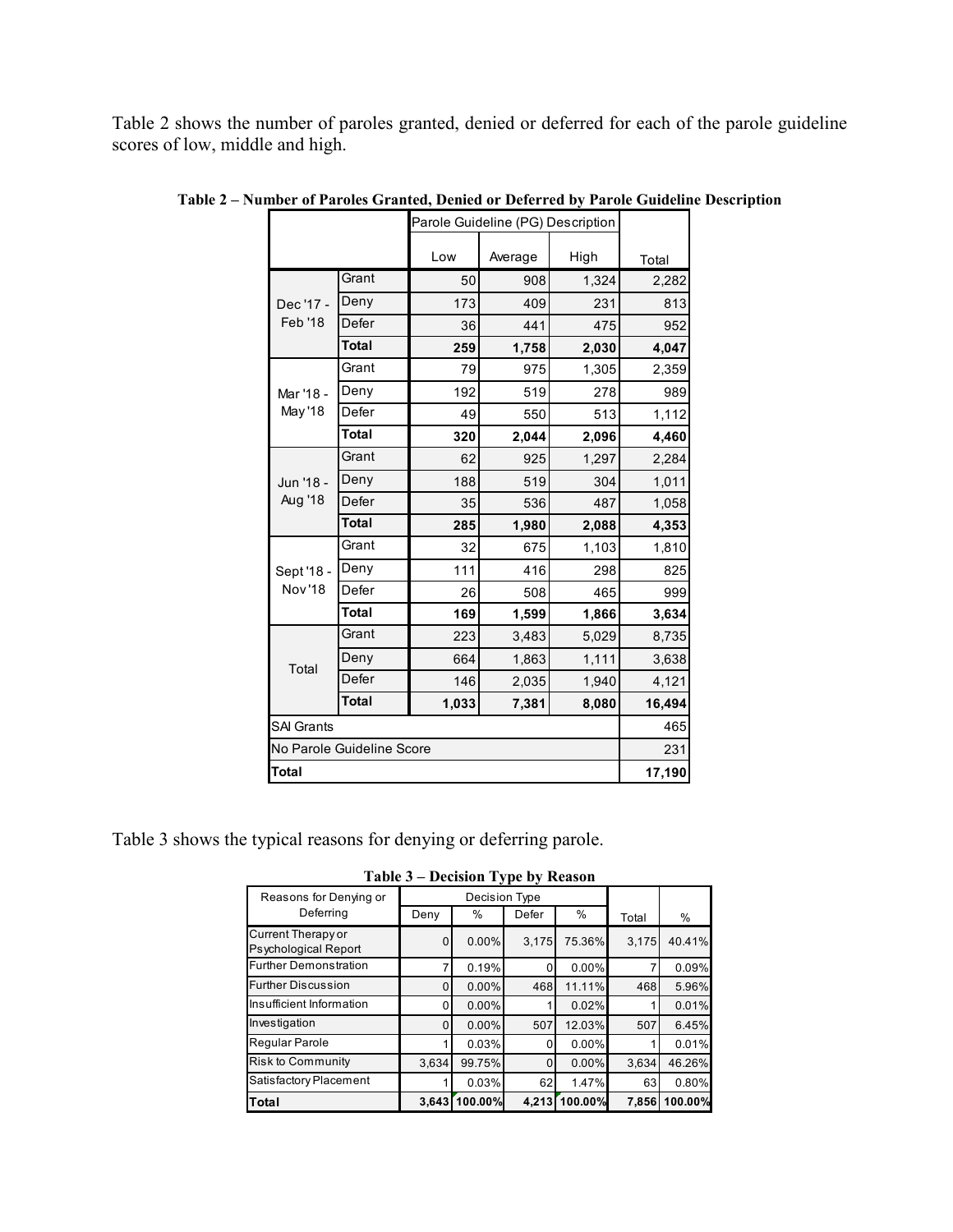Table 2 shows the number of paroles granted, denied or deferred for each of the parole guideline scores of low, middle and high.

**Table 2 – Number of Paroles Granted, Denied or Deferred by Parole Guideline Description**

| | | Parole Guideline (PG) Description | | | |
|---|---|---|---|---|---|
| | | Low | Average | High | Total |
| Dec '17 - Feb '18 | Grant | 50 | 908 | 1,324 | 2,282 |
| | Deny | 173 | 409 | 231 | 813 |
| | Defer | 36 | 441 | 475 | 952 |
| | **Total** | **259** | **1,758** | **2,030** | **4,047** |
| Mar '18 - May '18 | Grant | 79 | 975 | 1,305 | 2,359 |
| | Deny | 192 | 519 | 278 | 989 |
| | Defer | 49 | 550 | 513 | 1,112 |
| | **Total** | **320** | **2,044** | **2,096** | **4,460** |
| Jun '18 - Aug '18 | Grant | 62 | 925 | 1,297 | 2,284 |
| | Deny | 188 | 519 | 304 | 1,011 |
| | Defer | 35 | 536 | 487 | 1,058 |
| | **Total** | **285** | **1,980** | **2,088** | **4,353** |
| Sept '18 - Nov '18 | Grant | 32 | 675 | 1,103 | 1,810 |
| | Deny | 111 | 416 | 298 | 825 |
| | Defer | 26 | 508 | 465 | 999 |
| | **Total** | **169** | **1,599** | **1,866** | **3,634** |
| Total | Grant | 223 | 3,483 | 5,029 | 8,735 |
| | Deny | 664 | 1,863 | 1,111 | 3,638 |
| | Defer | 146 | 2,035 | 1,940 | 4,121 |
| | **Total** | **1,033** | **7,381** | **8,080** | **16,494** |
| SAI Grants | | | | | 465 |
| No Parole Guideline Score | | | | | 231 |
| **Total** | | | | | **17,190** |

Table 3 shows the typical reasons for denying or deferring parole.

**Table 3 – Decision Type by Reason**

| Reasons for Denying or Deferring | Decision Type | | | | | |
|---|---|---|---|---|---|---|
| | Deny | % | Defer | % | Total | % |
| Current Therapy or Psychological Report | 0 | 0.00% | 3,175 | 75.36% | 3,175 | 40.41% |
| Further Demonstration | 7 | 0.19% | 0 | 0.00% | 7 | 0.09% |
| Further Discussion | 0 | 0.00% | 468 | 11.11% | 468 | 5.96% |
| Insufficient Information | 0 | 0.00% | 1 | 0.02% | 1 | 0.01% |
| Investigation | 0 | 0.00% | 507 | 12.03% | 507 | 6.45% |
| Regular Parole | 1 | 0.03% | 0 | 0.00% | 1 | 0.01% |
| Risk to Community | 3,634 | 99.75% | 0 | 0.00% | 3,634 | 46.26% |
| Satisfactory Placement | 1 | 0.03% | 62 | 1.47% | 63 | 0.80% |
| **Total** | **3,643** | **100.00%** | **4,213** | **100.00%** | **7,856** | **100.00%** |